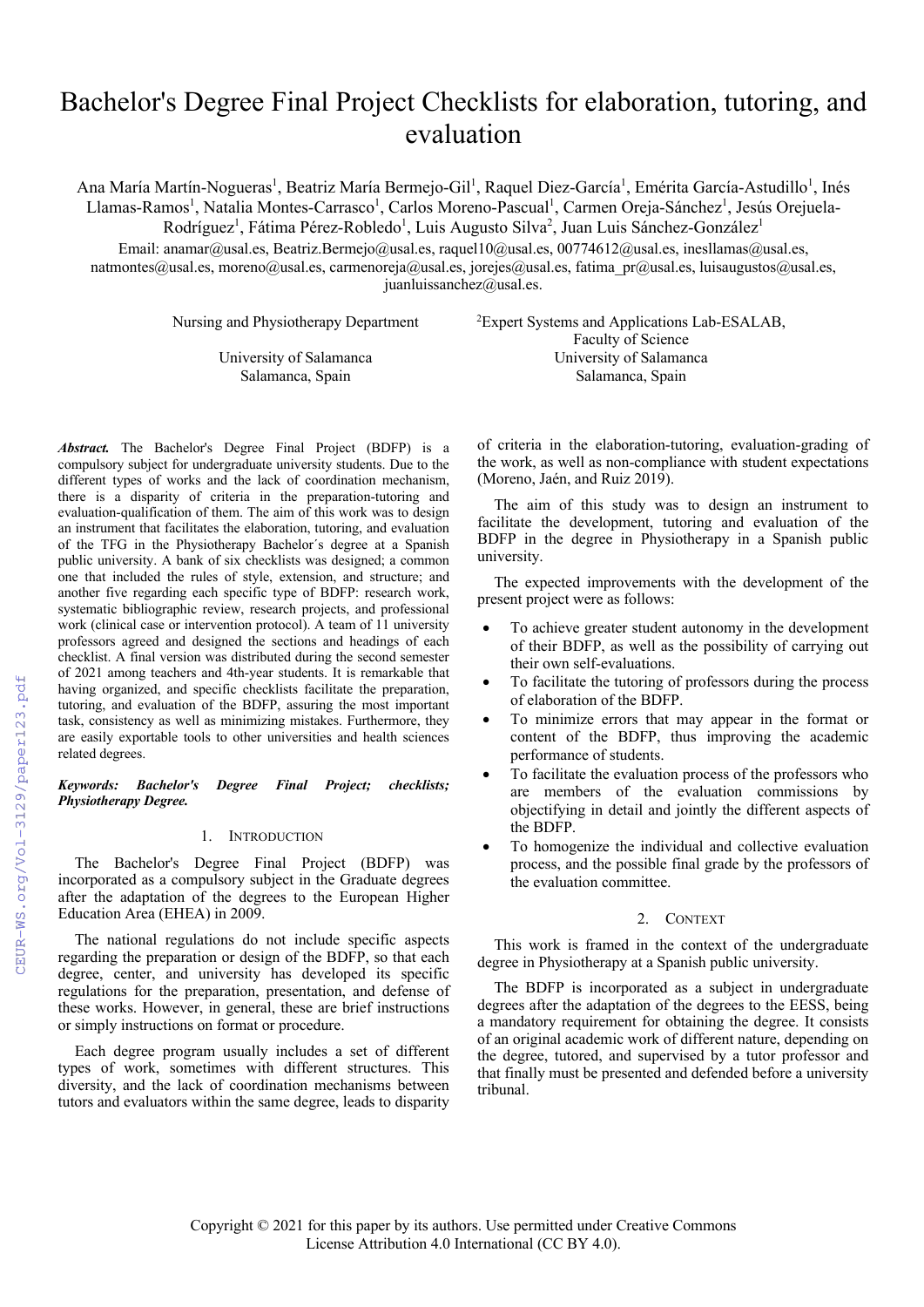# Bachelor's Degree Final Project Checklists for elaboration, tutoring, and evaluation

Ana María Martín-Nogueras[1], Beatriz María Bermejo-Gil[1], Raquel Diez-García[1], Emérita García-Astudillo[1], Inés Llamas-Ramos[1], Natalia Montes-Carrasco[1], Carlos Moreno-Pascual[1], Carmen Oreja-Sánchez[1], Jesús Orejuela-Rodríguez[1], Fátima Pérez-Robledo[1], Luis Augusto Silva[2], Juan Luis Sánchez-González[1]

Email: anamar@usal.es, Beatriz.Bermejo@usal.es, raquel10@usal.es, 00774612@usal.es, inesllamas@usal.es, natmontes@usal.es, moreno@usal.es, carmenoreja@usal.es, jorejes@usal.es, fatima_pr@usal.es, luisaugustos@usal.es, juanluissanchez@usal.es.

Nursing and Physiotherapy Department

University of Salamanca
Salamanca, Spain

[2]Expert Systems and Applications Lab-ESALAB,
Faculty of Science
University of Salamanca
Salamanca, Spain

***Abstract.*** The Bachelor's Degree Final Project (BDFP) is a compulsory subject for undergraduate university students. Due to the different types of works and the lack of coordination mechanism, there is a disparity of criteria in the preparation-tutoring and evaluation-qualification of them. The aim of this work was to design an instrument that facilitates the elaboration, tutoring, and evaluation of the TFG in the Physiotherapy Bachelor´s degree at a Spanish public university. A bank of six checklists was designed; a common one that included the rules of style, extension, and structure; and another five regarding each specific type of BDFP: research work, systematic bibliographic review, research projects, and professional work (clinical case or intervention protocol). A team of 11 university professors agreed and designed the sections and headings of each checklist. A final version was distributed during the second semester of 2021 among teachers and 4th-year students. It is remarkable that having organized, and specific checklists facilitate the preparation, tutoring, and evaluation of the BDFP, assuring the most important task, consistency as well as minimizing mistakes. Furthermore, they are easily exportable tools to other universities and health sciences related degrees.

***Keywords: Bachelor's Degree Final Project; checklists; Physiotherapy Degree.***

## 1. Introduction

The Bachelor's Degree Final Project (BDFP) was incorporated as a compulsory subject in the Graduate degrees after the adaptation of the degrees to the European Higher Education Area (EHEA) in 2009.

The national regulations do not include specific aspects regarding the preparation or design of the BDFP, so that each degree, center, and university has developed its specific regulations for the preparation, presentation, and defense of these works. However, in general, these are brief instructions or simply instructions on format or procedure.

Each degree program usually includes a set of different types of work, sometimes with different structures. This diversity, and the lack of coordination mechanisms between tutors and evaluators within the same degree, leads to disparity of criteria in the elaboration-tutoring, evaluation-grading of the work, as well as non-compliance with student expectations (Moreno, Jaén, and Ruiz 2019).

The aim of this study was to design an instrument to facilitate the development, tutoring and evaluation of the BDFP in the degree in Physiotherapy in a Spanish public university.

The expected improvements with the development of the present project were as follows:

- To achieve greater student autonomy in the development of their BDFP, as well as the possibility of carrying out their own self-evaluations.
- To facilitate the tutoring of professors during the process of elaboration of the BDFP.
- To minimize errors that may appear in the format or content of the BDFP, thus improving the academic performance of students.
- To facilitate the evaluation process of the professors who are members of the evaluation commissions by objectifying in detail and jointly the different aspects of the BDFP.
- To homogenize the individual and collective evaluation process, and the possible final grade by the professors of the evaluation committee.

## 2. Context

This work is framed in the context of the undergraduate degree in Physiotherapy at a Spanish public university.

The BDFP is incorporated as a subject in undergraduate degrees after the adaptation of the degrees to the EESS, being a mandatory requirement for obtaining the degree. It consists of an original academic work of different nature, depending on the degree, tutored, and supervised by a tutor professor and that finally must be presented and defended before a university tribunal.

Copyright © 2021 for this paper by its authors. Use permitted under Creative Commons License Attribution 4.0 International (CC BY 4.0).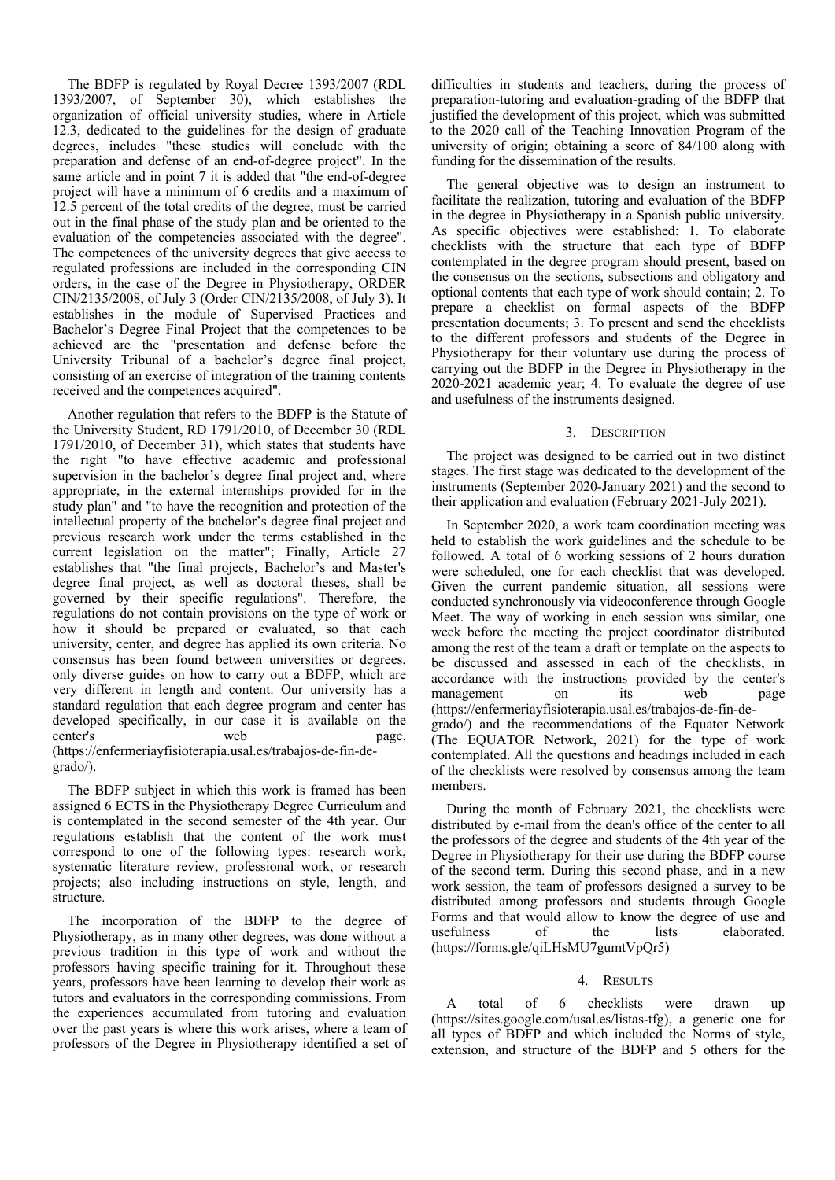The BDFP is regulated by Royal Decree 1393/2007 (RDL 1393/2007, of September 30), which establishes the organization of official university studies, where in Article 12.3, dedicated to the guidelines for the design of graduate degrees, includes "these studies will conclude with the preparation and defense of an end-of-degree project". In the same article and in point 7 it is added that "the end-of-degree project will have a minimum of 6 credits and a maximum of 12.5 percent of the total credits of the degree, must be carried out in the final phase of the study plan and be oriented to the evaluation of the competencies associated with the degree". The competences of the university degrees that give access to regulated professions are included in the corresponding CIN orders, in the case of the Degree in Physiotherapy, ORDER CIN/2135/2008, of July 3 (Order CIN/2135/2008, of July 3). It establishes in the module of Supervised Practices and Bachelor's Degree Final Project that the competences to be achieved are the "presentation and defense before the University Tribunal of a bachelor's degree final project, consisting of an exercise of integration of the training contents received and the competences acquired".

Another regulation that refers to the BDFP is the Statute of the University Student, RD 1791/2010, of December 30 (RDL 1791/2010, of December 31), which states that students have the right "to have effective academic and professional supervision in the bachelor's degree final project and, where appropriate, in the external internships provided for in the study plan" and "to have the recognition and protection of the intellectual property of the bachelor's degree final project and previous research work under the terms established in the current legislation on the matter"; Finally, Article 27 establishes that "the final projects, Bachelor's and Master's degree final project, as well as doctoral theses, shall be governed by their specific regulations". Therefore, the regulations do not contain provisions on the type of work or how it should be prepared or evaluated, so that each university, center, and degree has applied its own criteria. No consensus has been found between universities or degrees, only diverse guides on how to carry out a BDFP, which are very different in length and content. Our university has a standard regulation that each degree program and center has developed specifically, in our case it is available on the center's web page. (https://enfermeriayfisioterapia.usal.es/trabajos-de-fin-de-grado/).

The BDFP subject in which this work is framed has been assigned 6 ECTS in the Physiotherapy Degree Curriculum and is contemplated in the second semester of the 4th year. Our regulations establish that the content of the work must correspond to one of the following types: research work, systematic literature review, professional work, or research projects; also including instructions on style, length, and structure.

The incorporation of the BDFP to the degree of Physiotherapy, as in many other degrees, was done without a previous tradition in this type of work and without the professors having specific training for it. Throughout these years, professors have been learning to develop their work as tutors and evaluators in the corresponding commissions. From the experiences accumulated from tutoring and evaluation over the past years is where this work arises, where a team of professors of the Degree in Physiotherapy identified a set of difficulties in students and teachers, during the process of preparation-tutoring and evaluation-grading of the BDFP that justified the development of this project, which was submitted to the 2020 call of the Teaching Innovation Program of the university of origin; obtaining a score of 84/100 along with funding for the dissemination of the results.

The general objective was to design an instrument to facilitate the realization, tutoring and evaluation of the BDFP in the degree in Physiotherapy in a Spanish public university. As specific objectives were established: 1. To elaborate checklists with the structure that each type of BDFP contemplated in the degree program should present, based on the consensus on the sections, subsections and obligatory and optional contents that each type of work should contain; 2. To prepare a checklist on formal aspects of the BDFP presentation documents; 3. To present and send the checklists to the different professors and students of the Degree in Physiotherapy for their voluntary use during the process of carrying out the BDFP in the Degree in Physiotherapy in the 2020-2021 academic year; 4. To evaluate the degree of use and usefulness of the instruments designed.

## 3. Description

The project was designed to be carried out in two distinct stages. The first stage was dedicated to the development of the instruments (September 2020-January 2021) and the second to their application and evaluation (February 2021-July 2021).

In September 2020, a work team coordination meeting was held to establish the work guidelines and the schedule to be followed. A total of 6 working sessions of 2 hours duration were scheduled, one for each checklist that was developed. Given the current pandemic situation, all sessions were conducted synchronously via videoconference through Google Meet. The way of working in each session was similar, one week before the meeting the project coordinator distributed among the rest of the team a draft or template on the aspects to be discussed and assessed in each of the checklists, in accordance with the instructions provided by the center's management on its web page (https://enfermeriayfisioterapia.usal.es/trabajos-de-fin-de-grado/) and the recommendations of the Equator Network (The EQUATOR Network, 2021) for the type of work contemplated. All the questions and headings included in each of the checklists were resolved by consensus among the team members.

During the month of February 2021, the checklists were distributed by e-mail from the dean's office of the center to all the professors of the degree and students of the 4th year of the Degree in Physiotherapy for their use during the BDFP course of the second term. During this second phase, and in a new work session, the team of professors designed a survey to be distributed among professors and students through Google Forms and that would allow to know the degree of use and usefulness of the lists elaborated. (https://forms.gle/qiLHsMU7gumtVpQr5)

## 4. Results

A total of 6 checklists were drawn up (https://sites.google.com/usal.es/listas-tfg), a generic one for all types of BDFP and which included the Norms of style, extension, and structure of the BDFP and 5 others for the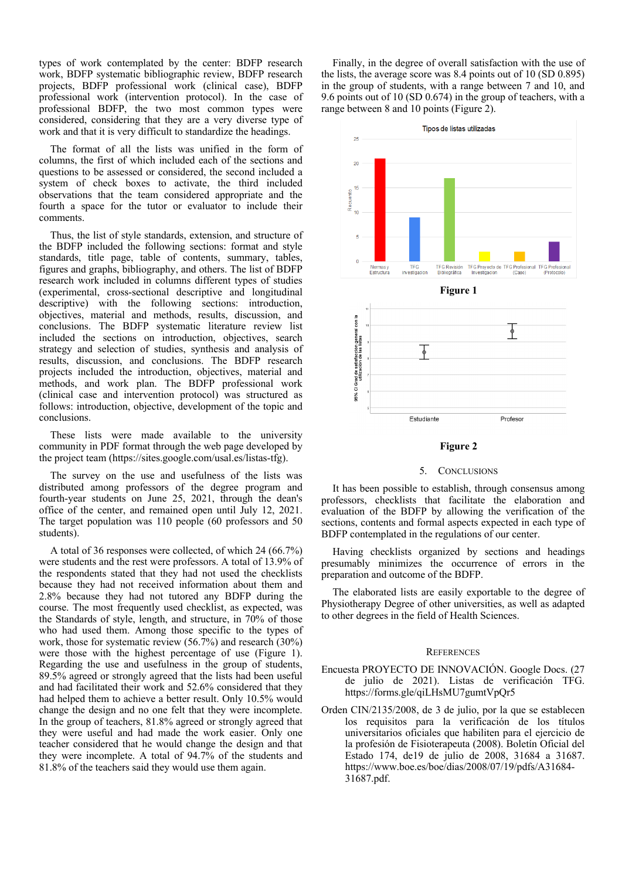types of work contemplated by the center: BDFP research work, BDFP systematic bibliographic review, BDFP research projects, BDFP professional work (clinical case), BDFP professional work (intervention protocol). In the case of professional BDFP, the two most common types were considered, considering that they are a very diverse type of work and that it is very difficult to standardize the headings.

The format of all the lists was unified in the form of columns, the first of which included each of the sections and questions to be assessed or considered, the second included a system of check boxes to activate, the third included observations that the team considered appropriate and the fourth a space for the tutor or evaluator to include their comments.

Thus, the list of style standards, extension, and structure of the BDFP included the following sections: format and style standards, title page, table of contents, summary, tables, figures and graphs, bibliography, and others. The list of BDFP research work included in columns different types of studies (experimental, cross-sectional descriptive and longitudinal descriptive) with the following sections: introduction, objectives, material and methods, results, discussion, and conclusions. The BDFP systematic literature review list included the sections on introduction, objectives, search strategy and selection of studies, synthesis and analysis of results, discussion, and conclusions. The BDFP research projects included the introduction, objectives, material and methods, and work plan. The BDFP professional work (clinical case and intervention protocol) was structured as follows: introduction, objective, development of the topic and conclusions.

These lists were made available to the university community in PDF format through the web page developed by the project team (https://sites.google.com/usal.es/listas-tfg).

The survey on the use and usefulness of the lists was distributed among professors of the degree program and fourth-year students on June 25, 2021, through the dean's office of the center, and remained open until July 12, 2021. The target population was 110 people (60 professors and 50 students).

A total of 36 responses were collected, of which 24 (66.7%) were students and the rest were professors. A total of 13.9% of the respondents stated that they had not used the checklists because they had not received information about them and 2.8% because they had not tutored any BDFP during the course. The most frequently used checklist, as expected, was the Standards of style, length, and structure, in 70% of those who had used them. Among those specific to the types of work, those for systematic review (56.7%) and research (30%) were those with the highest percentage of use (Figure 1). Regarding the use and usefulness in the group of students, 89.5% agreed or strongly agreed that the lists had been useful and had facilitated their work and 52.6% considered that they had helped them to achieve a better result. Only 10.5% would change the design and no one felt that they were incomplete. In the group of teachers, 81.8% agreed or strongly agreed that they were useful and had made the work easier. Only one teacher considered that he would change the design and that they were incomplete. A total of 94.7% of the students and 81.8% of the teachers said they would use them again.

Finally, in the degree of overall satisfaction with the use of the lists, the average score was 8.4 points out of 10 (SD 0.895) in the group of students, with a range between 7 and 10, and 9.6 points out of 10 (SD 0.674) in the group of teachers, with a range between 8 and 10 points (Figure 2).

Tipos de listas utilizadas

Recuento

25
20
15
10
5
0

Normas y Estructura
TFG Investigacion
TFG Revisión Bibliográfica
TFG Proyecto de Investigacion
TFG Profesional (Caso)
TFG Profesional (Protocolo)

**Figure 1**

95% CI Grad de satisfacción general con la utilización de las listas

11
10
9
8
7
6
5

Estudiante
Profesor

**Figure 2**

## 5. Conclusions

It has been possible to establish, through consensus among professors, checklists that facilitate the elaboration and evaluation of the BDFP by allowing the verification of the sections, contents and formal aspects expected in each type of BDFP contemplated in the regulations of our center.

Having checklists organized by sections and headings presumably minimizes the occurrence of errors in the preparation and outcome of the BDFP.

The elaborated lists are easily exportable to the degree of Physiotherapy Degree of other universities, as well as adapted to other degrees in the field of Health Sciences.

## References

Encuesta PROYECTO DE INNOVACIÓN. Google Docs. (27 de julio de 2021). Listas de verificación TFG. https://forms.gle/qiLHsMU7gumtVpQr5

Orden CIN/2135/2008, de 3 de julio, por la que se establecen los requisitos para la verificación de los títulos universitarios oficiales que habiliten para el ejercicio de la profesión de Fisioterapeuta (2008). Boletín Oficial del Estado 174, de19 de julio de 2008, 31684 a 31687. https://www.boe.es/boe/dias/2008/07/19/pdfs/A31684-31687.pdf.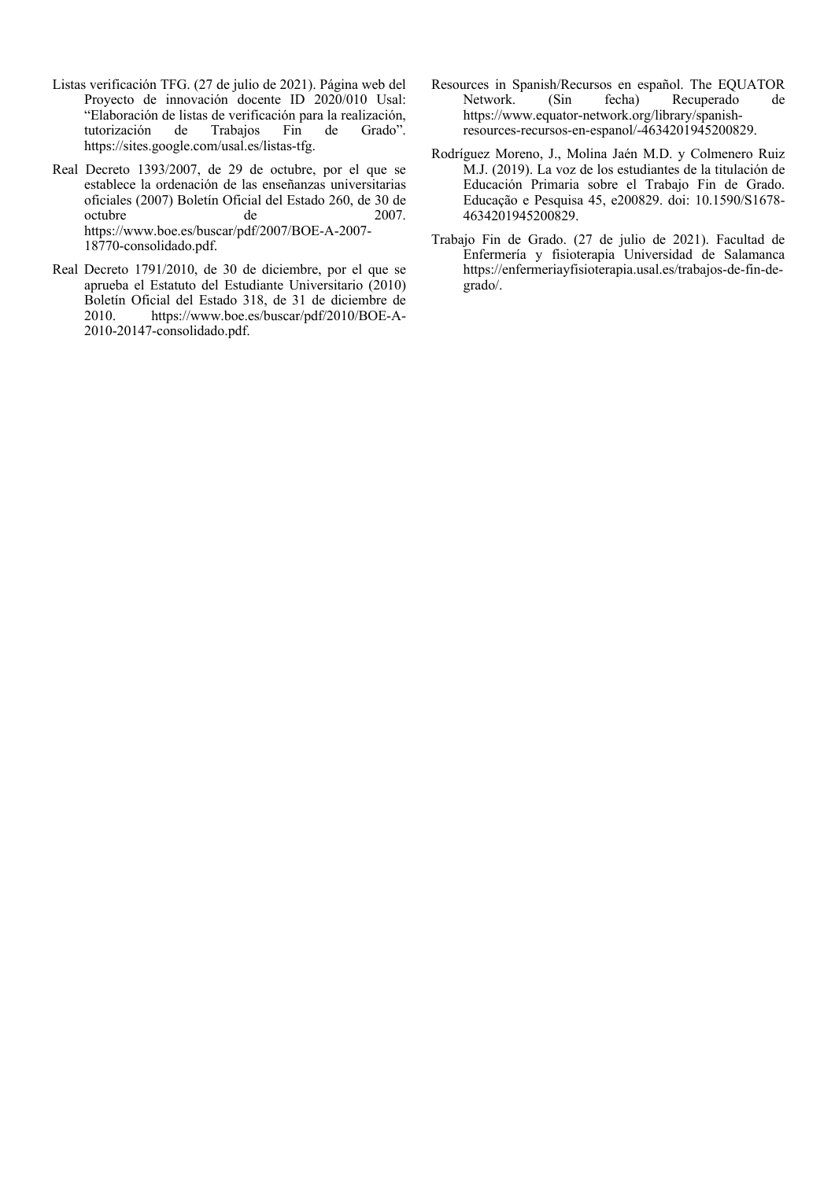Listas verificación TFG. (27 de julio de 2021). Página web del Proyecto de innovación docente ID 2020/010 Usal: "Elaboración de listas de verificación para la realización, tutorización de Trabajos Fin de Grado". https://sites.google.com/usal.es/listas-tfg.

Real Decreto 1393/2007, de 29 de octubre, por el que se establece la ordenación de las enseñanzas universitarias oficiales (2007) Boletín Oficial del Estado 260, de 30 de octubre de 2007. https://www.boe.es/buscar/pdf/2007/BOE-A-2007-18770-consolidado.pdf.

Real Decreto 1791/2010, de 30 de diciembre, por el que se aprueba el Estatuto del Estudiante Universitario (2010) Boletín Oficial del Estado 318, de 31 de diciembre de 2010. https://www.boe.es/buscar/pdf/2010/BOE-A-2010-20147-consolidado.pdf.

Resources in Spanish/Recursos en español. The EQUATOR Network. (Sin fecha) Recuperado de https://www.equator-network.org/library/spanish-resources-recursos-en-espanol/-4634201945200829.

Rodríguez Moreno, J., Molina Jaén M.D. y Colmenero Ruiz M.J. (2019). La voz de los estudiantes de la titulación de Educación Primaria sobre el Trabajo Fin de Grado. Educação e Pesquisa 45, e200829. doi: 10.1590/S1678-4634201945200829.

Trabajo Fin de Grado. (27 de julio de 2021). Facultad de Enfermería y fisioterapia Universidad de Salamanca https://enfermeriayfisioterapia.usal.es/trabajos-de-fin-de-grado/.